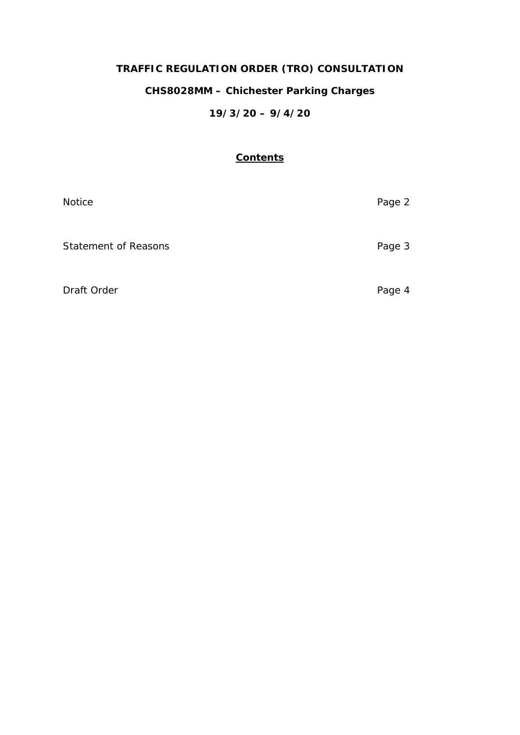# TRAFFIC REGULATION ORDER (TRO) CONSULTATION

## CHS8028MM – Chichester Parking Charges

## 19/3/20 – 9/4/20

### Contents

| | |
|---|---|
| Notice | Page 2 |
| Statement of Reasons | Page 3 |
| Draft Order | Page 4 |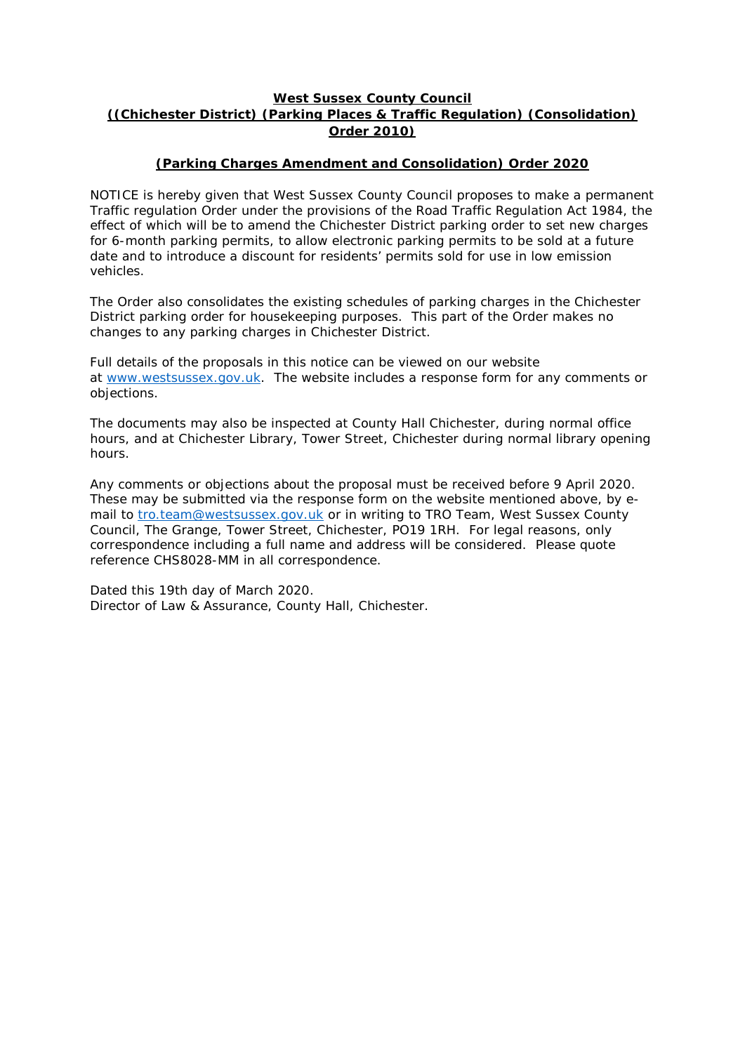**West Sussex County Council**
**((Chichester District) (Parking Places & Traffic Regulation) (Consolidation) Order 2010)**

**(Parking Charges Amendment and Consolidation) Order 2020**

NOTICE is hereby given that West Sussex County Council proposes to make a permanent Traffic regulation Order under the provisions of the Road Traffic Regulation Act 1984, the effect of which will be to amend the Chichester District parking order to set new charges for 6-month parking permits, to allow electronic parking permits to be sold at a future date and to introduce a discount for residents' permits sold for use in low emission vehicles.

The Order also consolidates the existing schedules of parking charges in the Chichester District parking order for housekeeping purposes. This part of the Order makes no changes to any parking charges in Chichester District.

Full details of the proposals in this notice can be viewed on our website at www.westsussex.gov.uk. The website includes a response form for any comments or objections.

The documents may also be inspected at County Hall Chichester, during normal office hours, and at Chichester Library, Tower Street, Chichester during normal library opening hours.

Any comments or objections about the proposal must be received before 9 April 2020. These may be submitted via the response form on the website mentioned above, by e-mail to tro.team@westsussex.gov.uk or in writing to TRO Team, West Sussex County Council, The Grange, Tower Street, Chichester, PO19 1RH. For legal reasons, only correspondence including a full name and address will be considered. Please quote reference CHS8028-MM in all correspondence.

Dated this 19th day of March 2020.
Director of Law & Assurance, County Hall, Chichester.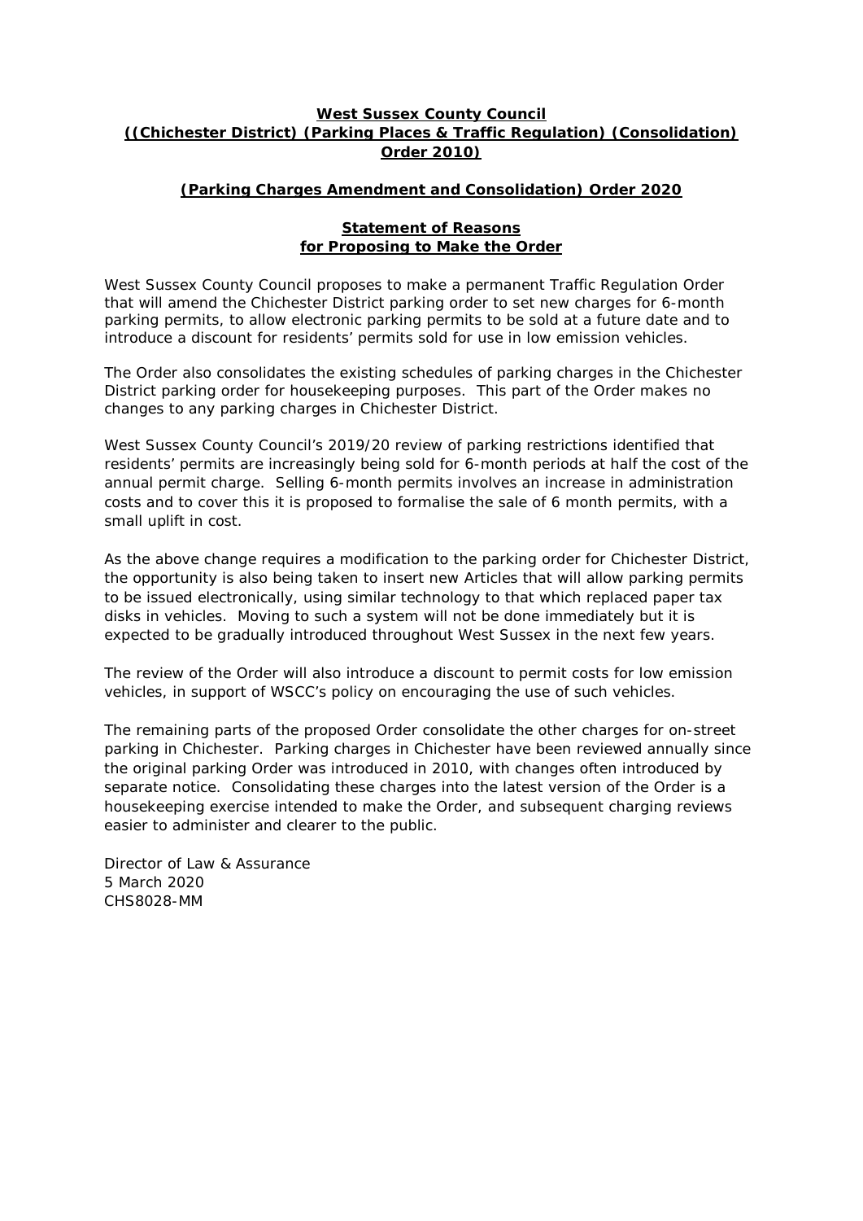**West Sussex County Council**
**((Chichester District) (Parking Places & Traffic Regulation) (Consolidation) Order 2010)**

**(Parking Charges Amendment and Consolidation) Order 2020**

**Statement of Reasons for Proposing to Make the Order**

West Sussex County Council proposes to make a permanent Traffic Regulation Order that will amend the Chichester District parking order to set new charges for 6-month parking permits, to allow electronic parking permits to be sold at a future date and to introduce a discount for residents' permits sold for use in low emission vehicles.

The Order also consolidates the existing schedules of parking charges in the Chichester District parking order for housekeeping purposes. This part of the Order makes no changes to any parking charges in Chichester District.

West Sussex County Council's 2019/20 review of parking restrictions identified that residents' permits are increasingly being sold for 6-month periods at half the cost of the annual permit charge. Selling 6-month permits involves an increase in administration costs and to cover this it is proposed to formalise the sale of 6 month permits, with a small uplift in cost.

As the above change requires a modification to the parking order for Chichester District, the opportunity is also being taken to insert new Articles that will allow parking permits to be issued electronically, using similar technology to that which replaced paper tax disks in vehicles. Moving to such a system will not be done immediately but it is expected to be gradually introduced throughout West Sussex in the next few years.

The review of the Order will also introduce a discount to permit costs for low emission vehicles, in support of WSCC's policy on encouraging the use of such vehicles.

The remaining parts of the proposed Order consolidate the other charges for on-street parking in Chichester. Parking charges in Chichester have been reviewed annually since the original parking Order was introduced in 2010, with changes often introduced by separate notice. Consolidating these charges into the latest version of the Order is a housekeeping exercise intended to make the Order, and subsequent charging reviews easier to administer and clearer to the public.

Director of Law & Assurance
5 March 2020
CHS8028-MM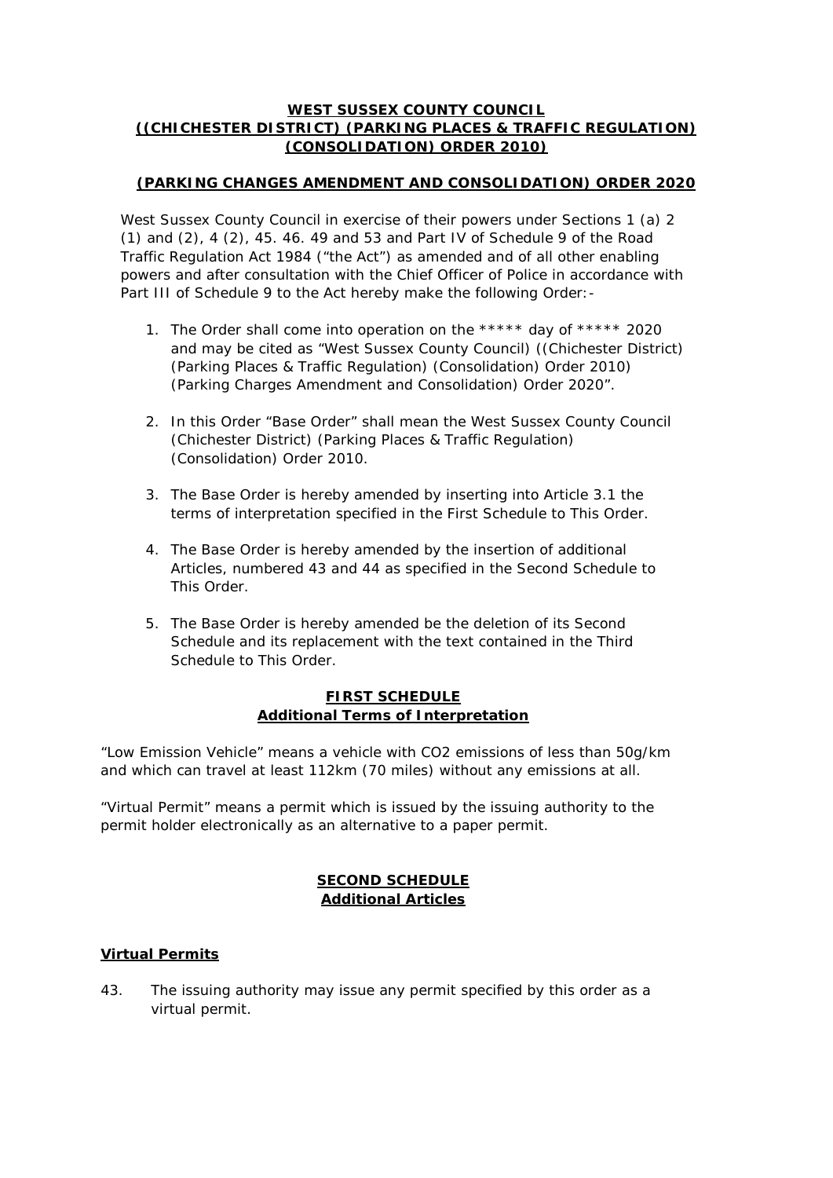**WEST SUSSEX COUNTY COUNCIL**
**((CHICHESTER DISTRICT) (PARKING PLACES & TRAFFIC REGULATION) (CONSOLIDATION) ORDER 2010)**

**(PARKING CHANGES AMENDMENT AND CONSOLIDATION) ORDER 2020**

West Sussex County Council in exercise of their powers under Sections 1 (a) 2 (1) and (2), 4 (2), 45. 46. 49 and 53 and Part IV of Schedule 9 of the Road Traffic Regulation Act 1984 ("the Act") as amended and of all other enabling powers and after consultation with the Chief Officer of Police in accordance with Part III of Schedule 9 to the Act hereby make the following Order:-

1. The Order shall come into operation on the ***** day of ***** 2020 and may be cited as "West Sussex County Council) ((Chichester District) (Parking Places & Traffic Regulation) (Consolidation) Order 2010) (Parking Charges Amendment and Consolidation) Order 2020".

2. In this Order "Base Order" shall mean the West Sussex County Council (Chichester District) (Parking Places & Traffic Regulation) (Consolidation) Order 2010.

3. The Base Order is hereby amended by inserting into Article 3.1 the terms of interpretation specified in the First Schedule to This Order.

4. The Base Order is hereby amended by the insertion of additional Articles, numbered 43 and 44 as specified in the Second Schedule to This Order.

5. The Base Order is hereby amended be the deletion of its Second Schedule and its replacement with the text contained in the Third Schedule to This Order.

**FIRST SCHEDULE**
**Additional Terms of Interpretation**

"Low Emission Vehicle" means a vehicle with $CO_2$ emissions of less than 50g/km and which can travel at least 112km (70 miles) without any emissions at all.

"Virtual Permit" means a permit which is issued by the issuing authority to the permit holder electronically as an alternative to a paper permit.

**SECOND SCHEDULE**
**Additional Articles**

**Virtual Permits**

43. The issuing authority may issue any permit specified by this order as a virtual permit.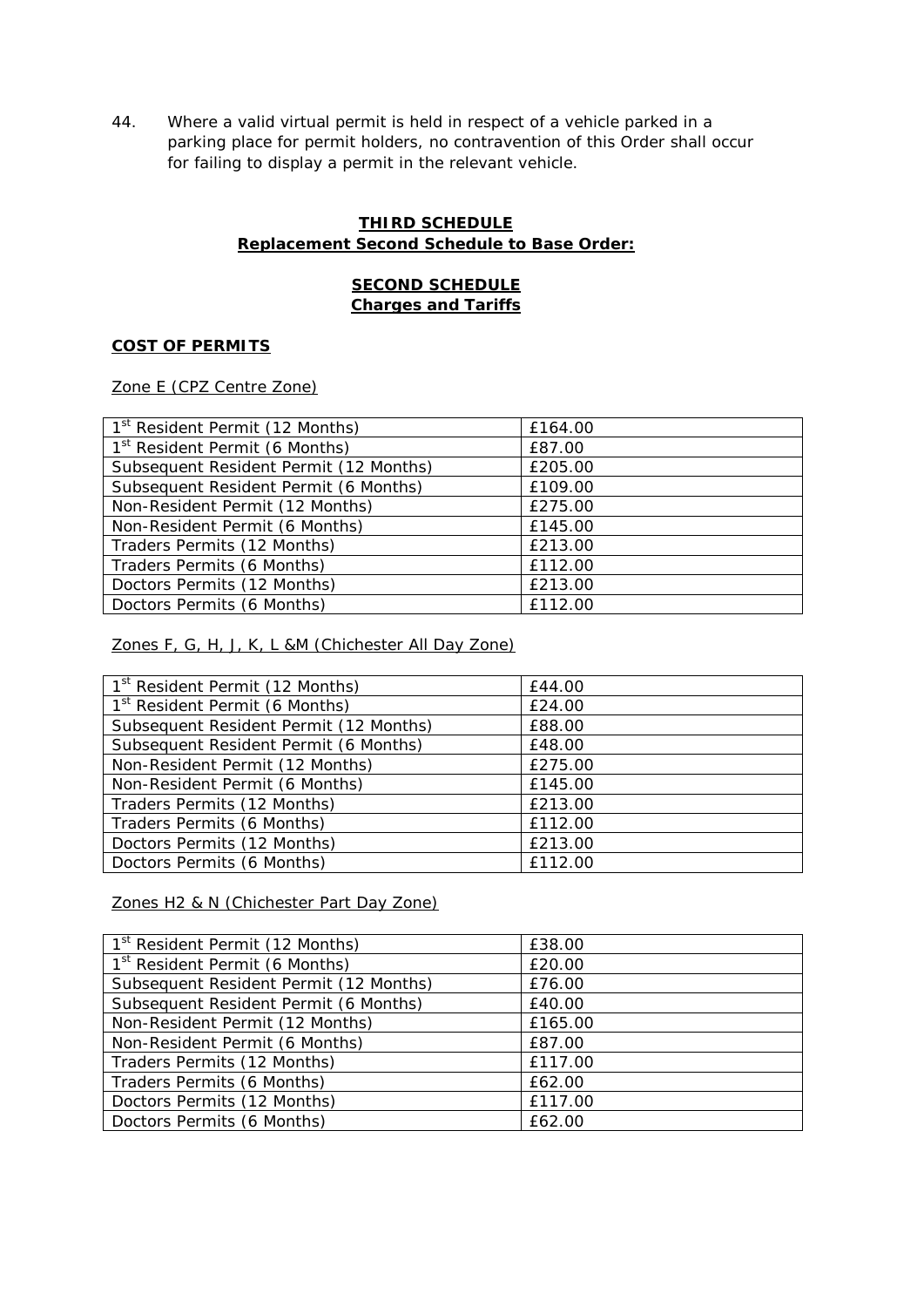44. Where a valid virtual permit is held in respect of a vehicle parked in a parking place for permit holders, no contravention of this Order shall occur for failing to display a permit in the relevant vehicle.

## THIRD SCHEDULE
## Replacement Second Schedule to Base Order:

## SECOND SCHEDULE
## Charges and Tariffs

### COST OF PERMITS

Zone E (CPZ Centre Zone)

| | |
|---|---|
| 1st Resident Permit (12 Months) | £164.00 |
| 1st Resident Permit (6 Months) | £87.00 |
| Subsequent Resident Permit (12 Months) | £205.00 |
| Subsequent Resident Permit (6 Months) | £109.00 |
| Non-Resident Permit (12 Months) | £275.00 |
| Non-Resident Permit (6 Months) | £145.00 |
| Traders Permits (12 Months) | £213.00 |
| Traders Permits (6 Months) | £112.00 |
| Doctors Permits (12 Months) | £213.00 |
| Doctors Permits (6 Months) | £112.00 |

Zones F, G, H, J, K, L &M (Chichester All Day Zone)

| | |
|---|---|
| 1st Resident Permit (12 Months) | £44.00 |
| 1st Resident Permit (6 Months) | £24.00 |
| Subsequent Resident Permit (12 Months) | £88.00 |
| Subsequent Resident Permit (6 Months) | £48.00 |
| Non-Resident Permit (12 Months) | £275.00 |
| Non-Resident Permit (6 Months) | £145.00 |
| Traders Permits (12 Months) | £213.00 |
| Traders Permits (6 Months) | £112.00 |
| Doctors Permits (12 Months) | £213.00 |
| Doctors Permits (6 Months) | £112.00 |

Zones H2 & N (Chichester Part Day Zone)

| | |
|---|---|
| 1st Resident Permit (12 Months) | £38.00 |
| 1st Resident Permit (6 Months) | £20.00 |
| Subsequent Resident Permit (12 Months) | £76.00 |
| Subsequent Resident Permit (6 Months) | £40.00 |
| Non-Resident Permit (12 Months) | £165.00 |
| Non-Resident Permit (6 Months) | £87.00 |
| Traders Permits (12 Months) | £117.00 |
| Traders Permits (6 Months) | £62.00 |
| Doctors Permits (12 Months) | £117.00 |
| Doctors Permits (6 Months) | £62.00 |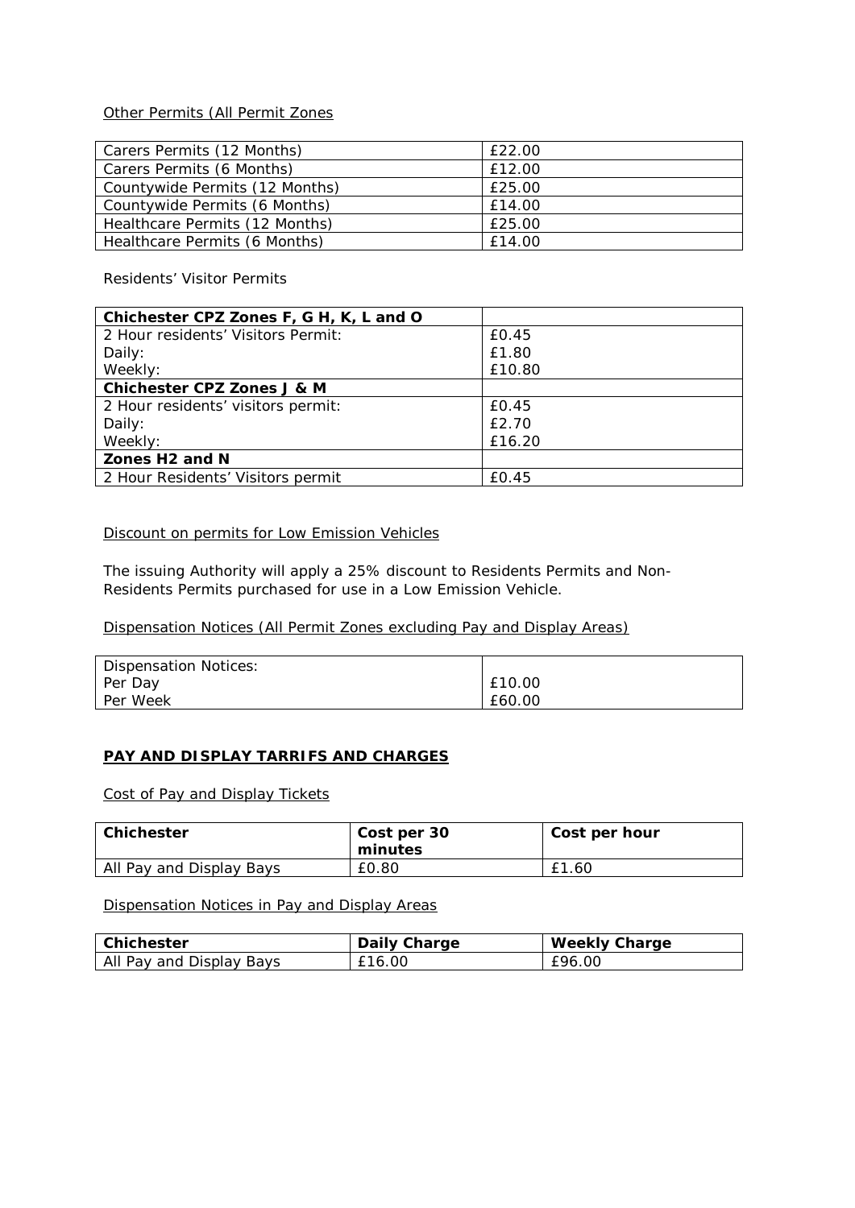Other Permits (All Permit Zones

| Carers Permits (12 Months) | £22.00 |
|---|---|
| Carers Permits (6 Months) | £12.00 |
| Countywide Permits (12 Months) | £25.00 |
| Countywide Permits (6 Months) | £14.00 |
| Healthcare Permits (12 Months) | £25.00 |
| Healthcare Permits (6 Months) | £14.00 |

Residents' Visitor Permits

| **Chichester CPZ Zones F, G H, K, L and O** | |
|---|---|
| 2 Hour residents' Visitors Permit:<br>Daily:<br>Weekly: | £0.45<br>£1.80<br>£10.80 |
| **Chichester CPZ Zones J & M** | |
| 2 Hour residents' visitors permit:<br>Daily:<br>Weekly: | £0.45<br>£2.70<br>£16.20 |
| **Zones H2 and N** | |
| 2 Hour Residents' Visitors permit | £0.45 |

Discount on permits for Low Emission Vehicles

The issuing Authority will apply a 25% discount to Residents Permits and Non-Residents Permits purchased for use in a Low Emission Vehicle.

Dispensation Notices (All Permit Zones excluding Pay and Display Areas)

| Dispensation Notices:<br>Per Day<br>Per Week | <br>£10.00<br>£60.00 |
|---|---|

**PAY AND DISPLAY TARRIFS AND CHARGES**

Cost of Pay and Display Tickets

| Chichester | Cost per 30 minutes | Cost per hour |
|---|---|---|
| All Pay and Display Bays | £0.80 | £1.60 |

Dispensation Notices in Pay and Display Areas

| Chichester | Daily Charge | Weekly Charge |
|---|---|---|
| All Pay and Display Bays | £16.00 | £96.00 |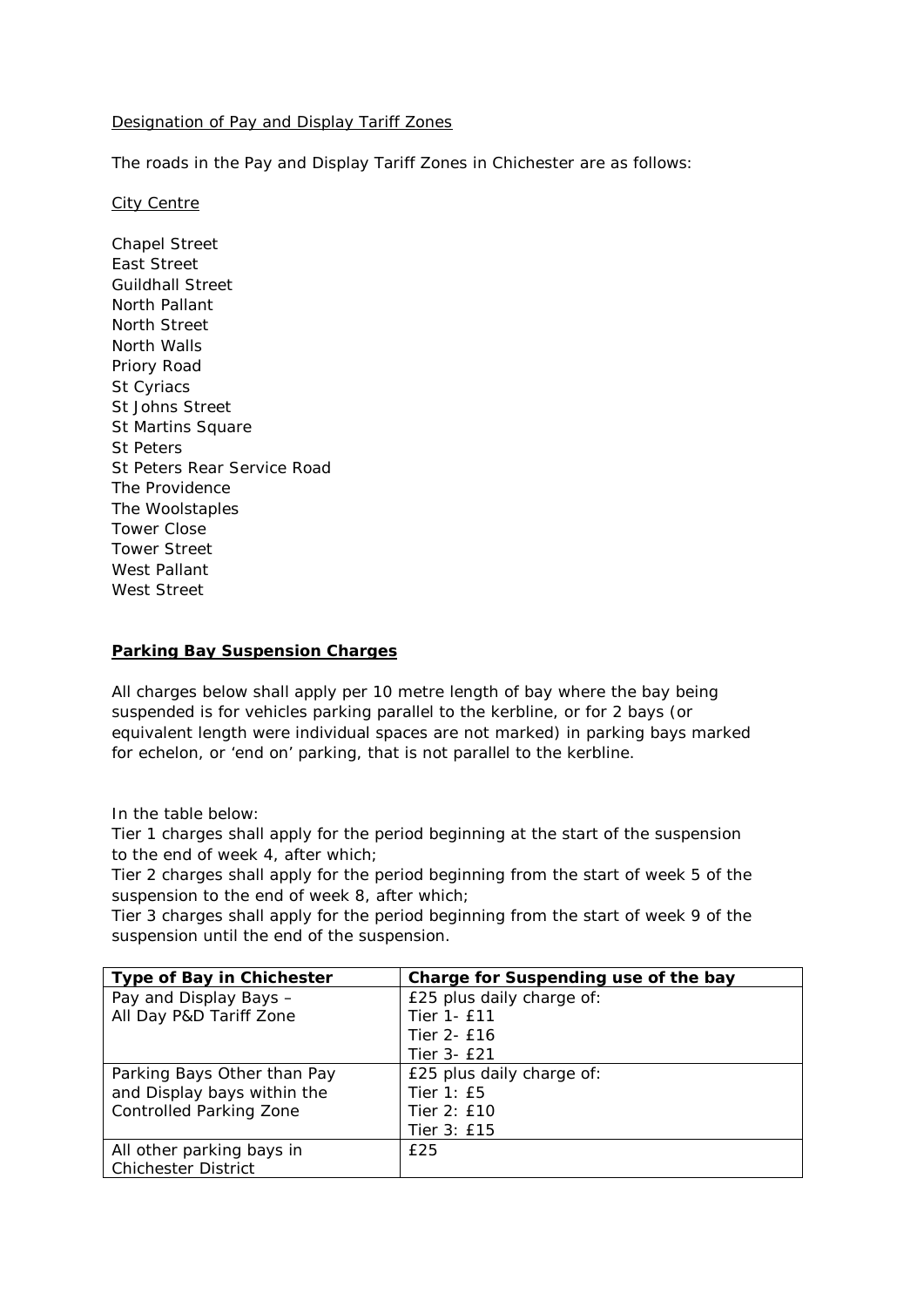Designation of Pay and Display Tariff Zones

The roads in the Pay and Display Tariff Zones in Chichester are as follows:

City Centre

Chapel Street
East Street
Guildhall Street
North Pallant
North Street
North Walls
Priory Road
St Cyriacs
St Johns Street
St Martins Square
St Peters
St Peters Rear Service Road
The Providence
The Woolstaples
Tower Close
Tower Street
West Pallant
West Street

**Parking Bay Suspension Charges**

All charges below shall apply per 10 metre length of bay where the bay being suspended is for vehicles parking parallel to the kerbline, or for 2 bays (or equivalent length were individual spaces are not marked) in parking bays marked for echelon, or 'end on' parking, that is not parallel to the kerbline.

In the table below:
Tier 1 charges shall apply for the period beginning at the start of the suspension to the end of week 4, after which;
Tier 2 charges shall apply for the period beginning from the start of week 5 of the suspension to the end of week 8, after which;
Tier 3 charges shall apply for the period beginning from the start of week 9 of the suspension until the end of the suspension.

| Type of Bay in Chichester | Charge for Suspending use of the bay |
|---|---|
| Pay and Display Bays – All Day P&D Tariff Zone | £25 plus daily charge of:<br>Tier 1- £11<br>Tier 2- £16<br>Tier 3- £21 |
| Parking Bays Other than Pay and Display bays within the Controlled Parking Zone | £25 plus daily charge of:<br>Tier 1: £5<br>Tier 2: £10<br>Tier 3: £15 |
| All other parking bays in Chichester District | £25 |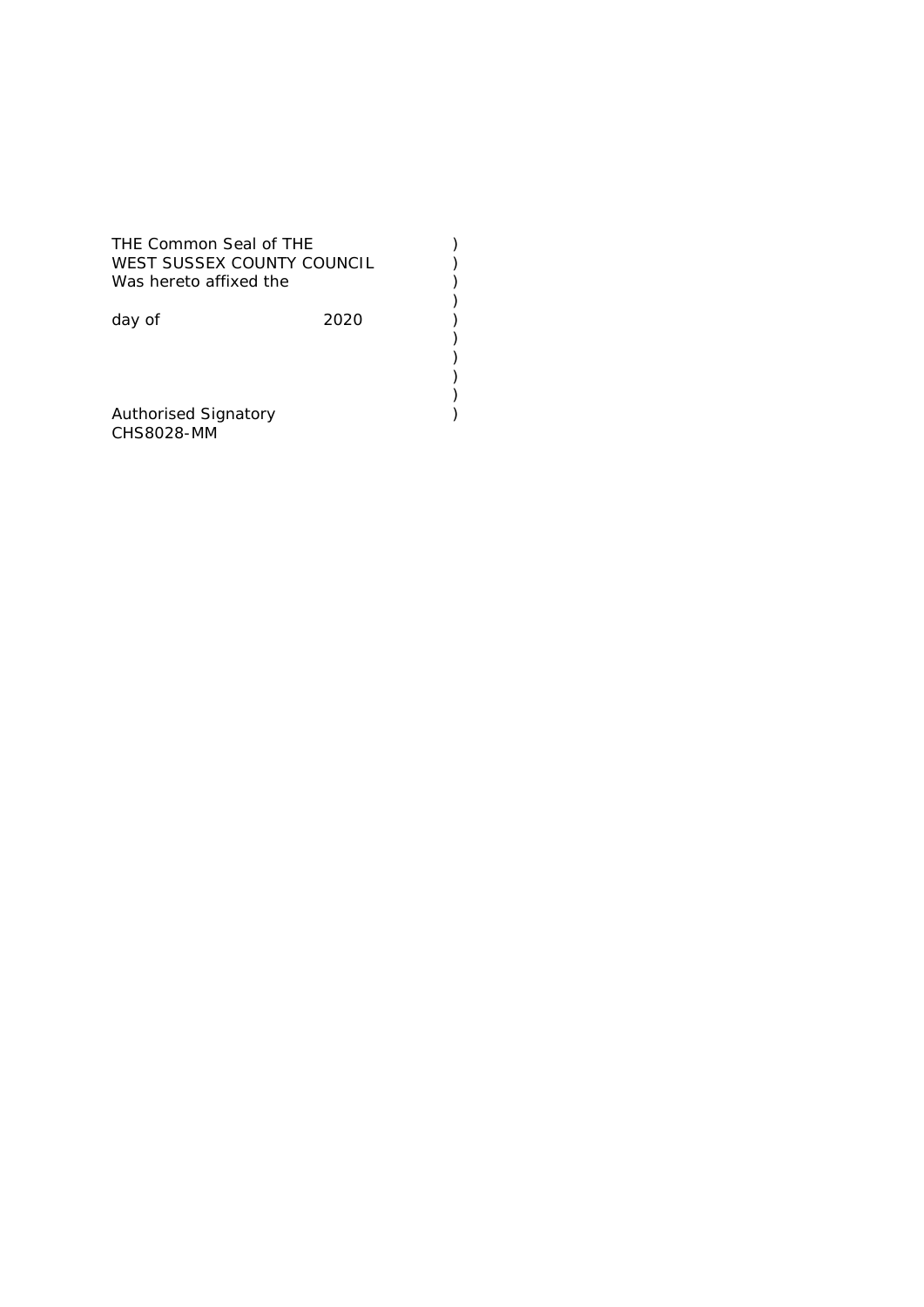THE Common Seal of THE )
WEST SUSSEX COUNTY COUNCIL )
Was hereto affixed the )
)
day of 2020 )
)
)
)
)
Authorised Signatory )
CHS8028-MM